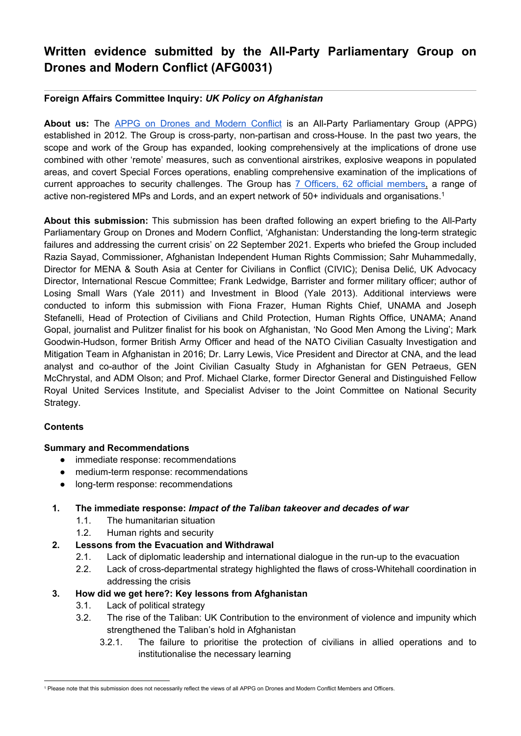# Written evidence submitted by the All-Party Parliamentary Group on Drones and Modern Conflict (AFG0031)

**Foreign Affairs Committee Inquiry:** ***UK Policy on Afghanistan***

**About us:** The [APPG on Drones and Modern Conflict](#) is an All-Party Parliamentary Group (APPG) established in 2012. The Group is cross-party, non-partisan and cross-House. In the past two years, the scope and work of the Group has expanded, looking comprehensively at the implications of drone use combined with other 'remote' measures, such as conventional airstrikes, explosive weapons in populated areas, and covert Special Forces operations, enabling comprehensive examination of the implications of current approaches to security challenges. The Group has [7 Officers, 62 official members](#), a range of active non-registered MPs and Lords, and an expert network of 50+ individuals and organisations.[1]

**About this submission:** This submission has been drafted following an expert briefing to the All-Party Parliamentary Group on Drones and Modern Conflict, 'Afghanistan: Understanding the long-term strategic failures and addressing the current crisis' on 22 September 2021. Experts who briefed the Group included Razia Sayad, Commissioner, Afghanistan Independent Human Rights Commission; Sahr Muhammedally, Director for MENA & South Asia at Center for Civilians in Conflict (CIVIC); Denisa Delić, UK Advocacy Director, International Rescue Committee; Frank Ledwidge, Barrister and former military officer; author of Losing Small Wars (Yale 2011) and Investment in Blood (Yale 2013). Additional interviews were conducted to inform this submission with Fiona Frazer, Human Rights Chief, UNAMA and Joseph Stefanelli, Head of Protection of Civilians and Child Protection, Human Rights Office, UNAMA; Anand Gopal, journalist and Pulitzer finalist for his book on Afghanistan, 'No Good Men Among the Living'; Mark Goodwin-Hudson, former British Army Officer and head of the NATO Civilian Casualty Investigation and Mitigation Team in Afghanistan in 2016; Dr. Larry Lewis, Vice President and Director at CNA, and the lead analyst and co-author of the Joint Civilian Casualty Study in Afghanistan for GEN Petraeus, GEN McChrystal, and ADM Olson; and Prof. Michael Clarke, former Director General and Distinguished Fellow Royal United Services Institute, and Specialist Adviser to the Joint Committee on National Security Strategy.

**Contents**

**Summary and Recommendations**

- immediate response: recommendations
- medium-term response: recommendations
- long-term response: recommendations

1. **The immediate response:** ***Impact of the Taliban takeover and decades of war***
   - 1.1. The humanitarian situation
   - 1.2. Human rights and security
2. **Lessons from the Evacuation and Withdrawal**
   - 2.1. Lack of diplomatic leadership and international dialogue in the run-up to the evacuation
   - 2.2. Lack of cross-departmental strategy highlighted the flaws of cross-Whitehall coordination in addressing the crisis
3. **How did we get here?: Key lessons from Afghanistan**
   - 3.1. Lack of political strategy
   - 3.2. The rise of the Taliban: UK Contribution to the environment of violence and impunity which strengthened the Taliban's hold in Afghanistan
     - 3.2.1. The failure to prioritise the protection of civilians in allied operations and to institutionalise the necessary learning

[1] Please note that this submission does not necessarily reflect the views of all APPG on Drones and Modern Conflict Members and Officers.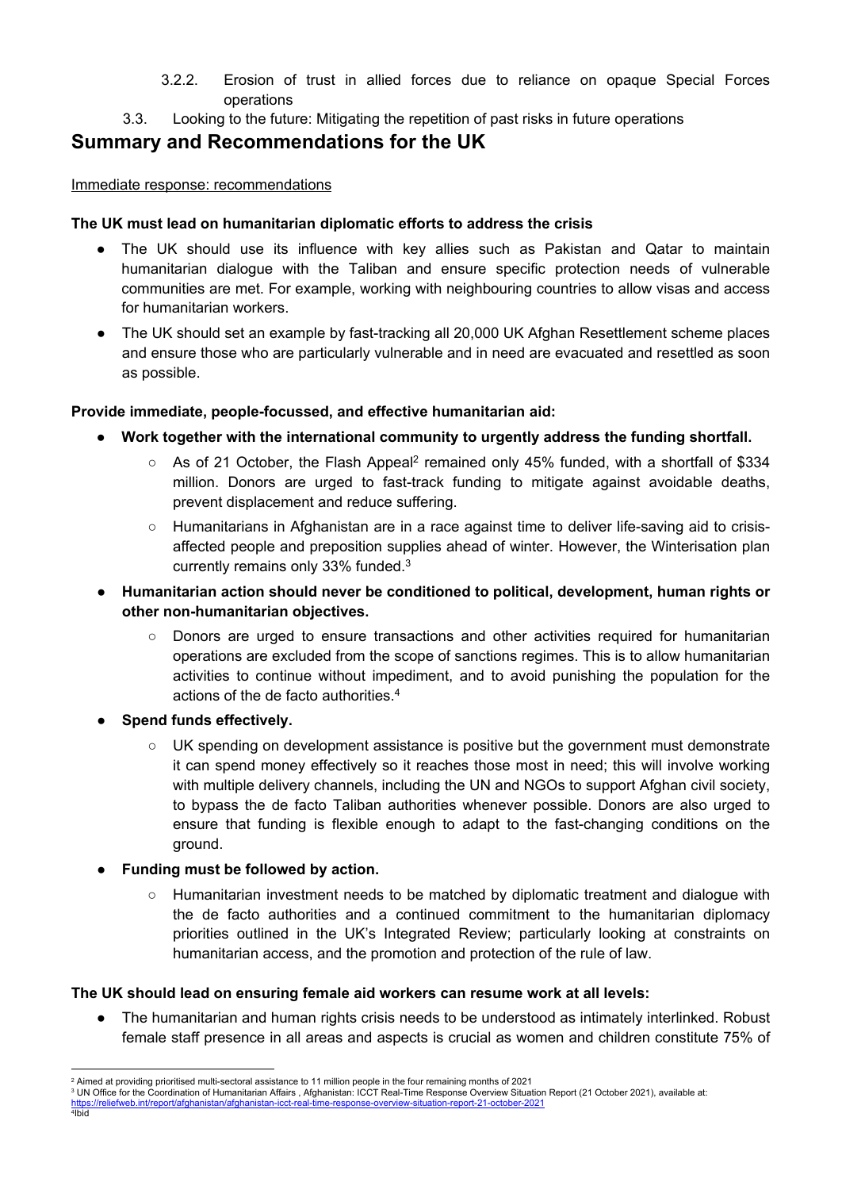3.2.2. Erosion of trust in allied forces due to reliance on opaque Special Forces operations

3.3. Looking to the future: Mitigating the repetition of past risks in future operations

## Summary and Recommendations for the UK

Immediate response: recommendations

**The UK must lead on humanitarian diplomatic efforts to address the crisis**

- The UK should use its influence with key allies such as Pakistan and Qatar to maintain humanitarian dialogue with the Taliban and ensure specific protection needs of vulnerable communities are met. For example, working with neighbouring countries to allow visas and access for humanitarian workers.
- The UK should set an example by fast-tracking all 20,000 UK Afghan Resettlement scheme places and ensure those who are particularly vulnerable and in need are evacuated and resettled as soon as possible.

**Provide immediate, people-focussed, and effective humanitarian aid:**

- **Work together with the international community to urgently address the funding shortfall.**
  - As of 21 October, the Flash Appeal[2] remained only 45% funded, with a shortfall of $334 million. Donors are urged to fast-track funding to mitigate against avoidable deaths, prevent displacement and reduce suffering.
  - Humanitarians in Afghanistan are in a race against time to deliver life-saving aid to crisis-affected people and preposition supplies ahead of winter. However, the Winterisation plan currently remains only 33% funded.[3]
- **Humanitarian action should never be conditioned to political, development, human rights or other non-humanitarian objectives.**
  - Donors are urged to ensure transactions and other activities required for humanitarian operations are excluded from the scope of sanctions regimes. This is to allow humanitarian activities to continue without impediment, and to avoid punishing the population for the actions of the de facto authorities.[4]
- **Spend funds effectively.**
  - UK spending on development assistance is positive but the government must demonstrate it can spend money effectively so it reaches those most in need; this will involve working with multiple delivery channels, including the UN and NGOs to support Afghan civil society, to bypass the de facto Taliban authorities whenever possible. Donors are also urged to ensure that funding is flexible enough to adapt to the fast-changing conditions on the ground.
- **Funding must be followed by action.**
  - Humanitarian investment needs to be matched by diplomatic treatment and dialogue with the de facto authorities and a continued commitment to the humanitarian diplomacy priorities outlined in the UK's Integrated Review; particularly looking at constraints on humanitarian access, and the promotion and protection of the rule of law.

**The UK should lead on ensuring female aid workers can resume work at all levels:**

- The humanitarian and human rights crisis needs to be understood as intimately interlinked. Robust female staff presence in all areas and aspects is crucial as women and children constitute 75% of

---

[2] Aimed at providing prioritised multi-sectoral assistance to 11 million people in the four remaining months of 2021

[3] UN Office for the Coordination of Humanitarian Affairs , Afghanistan: ICCT Real-Time Response Overview Situation Report (21 October 2021), available at: https://reliefweb.int/report/afghanistan/afghanistan-icct-real-time-response-overview-situation-report-21-october-2021

[4] Ibid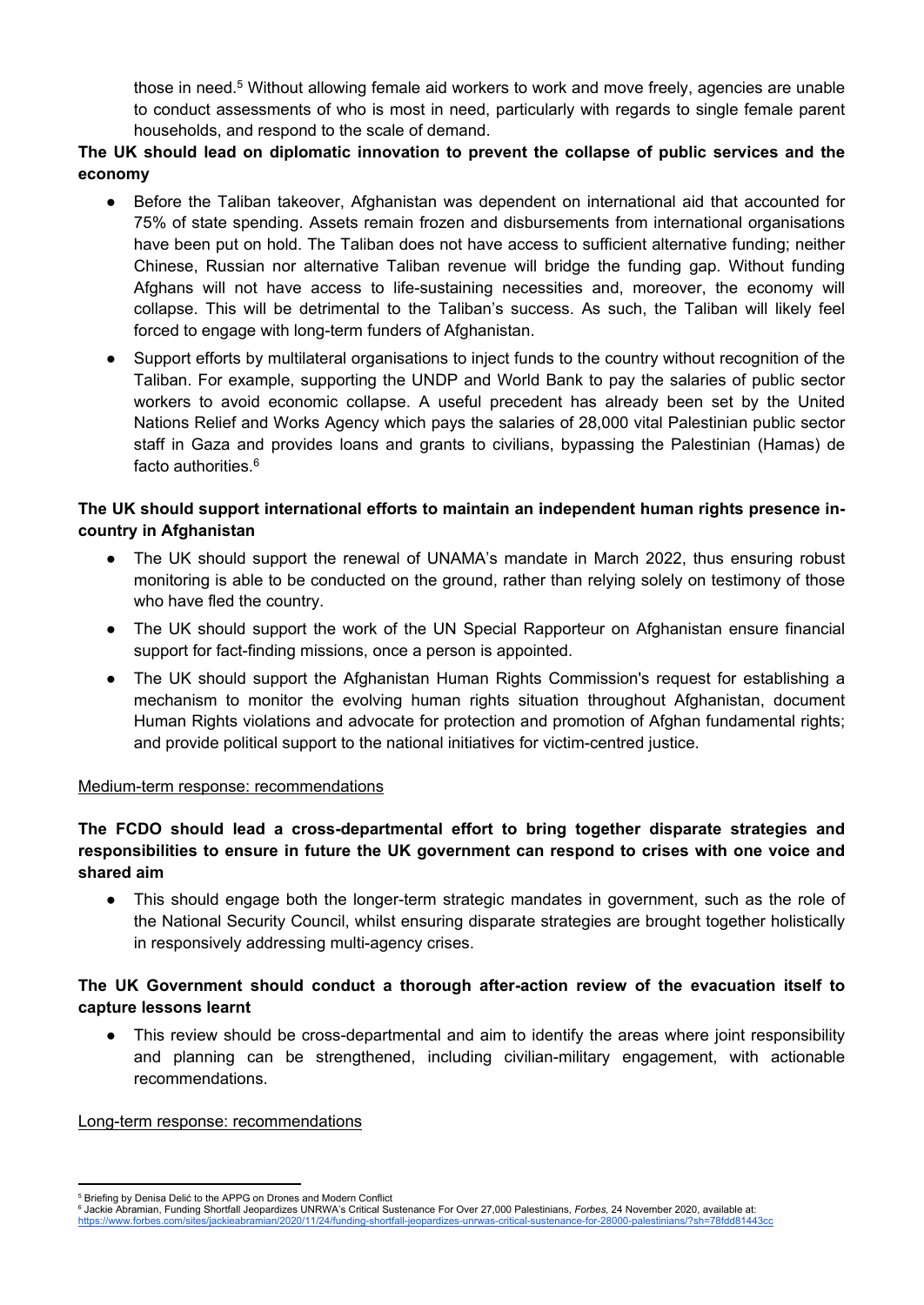those in need.[5] Without allowing female aid workers to work and move freely, agencies are unable to conduct assessments of who is most in need, particularly with regards to single female parent households, and respond to the scale of demand.

**The UK should lead on diplomatic innovation to prevent the collapse of public services and the economy**

- Before the Taliban takeover, Afghanistan was dependent on international aid that accounted for 75% of state spending. Assets remain frozen and disbursements from international organisations have been put on hold. The Taliban does not have access to sufficient alternative funding; neither Chinese, Russian nor alternative Taliban revenue will bridge the funding gap. Without funding Afghans will not have access to life-sustaining necessities and, moreover, the economy will collapse. This will be detrimental to the Taliban's success. As such, the Taliban will likely feel forced to engage with long-term funders of Afghanistan.
- Support efforts by multilateral organisations to inject funds to the country without recognition of the Taliban. For example, supporting the UNDP and World Bank to pay the salaries of public sector workers to avoid economic collapse. A useful precedent has already been set by the United Nations Relief and Works Agency which pays the salaries of 28,000 vital Palestinian public sector staff in Gaza and provides loans and grants to civilians, bypassing the Palestinian (Hamas) de facto authorities.[6]

**The UK should support international efforts to maintain an independent human rights presence in-country in Afghanistan**

- The UK should support the renewal of UNAMA's mandate in March 2022, thus ensuring robust monitoring is able to be conducted on the ground, rather than relying solely on testimony of those who have fled the country.
- The UK should support the work of the UN Special Rapporteur on Afghanistan ensure financial support for fact-finding missions, once a person is appointed.
- The UK should support the Afghanistan Human Rights Commission's request for establishing a mechanism to monitor the evolving human rights situation throughout Afghanistan, document Human Rights violations and advocate for protection and promotion of Afghan fundamental rights; and provide political support to the national initiatives for victim-centred justice.

Medium-term response: recommendations

**The FCDO should lead a cross-departmental effort to bring together disparate strategies and responsibilities to ensure in future the UK government can respond to crises with one voice and shared aim**

- This should engage both the longer-term strategic mandates in government, such as the role of the National Security Council, whilst ensuring disparate strategies are brought together holistically in responsively addressing multi-agency crises.

**The UK Government should conduct a thorough after-action review of the evacuation itself to capture lessons learnt**

- This review should be cross-departmental and aim to identify the areas where joint responsibility and planning can be strengthened, including civilian-military engagement, with actionable recommendations.

Long-term response: recommendations

---

[5] Briefing by Denisa Delić to the APPG on Drones and Modern Conflict

[6] Jackie Abramian, Funding Shortfall Jeopardizes UNRWA's Critical Sustenance For Over 27,000 Palestinians, *Forbes,* 24 November 2020, available at: https://www.forbes.com/sites/jackieabramian/2020/11/24/funding-shortfall-jeopardizes-unrwas-critical-sustenance-for-28000-palestinians/?sh=78fdd81443cc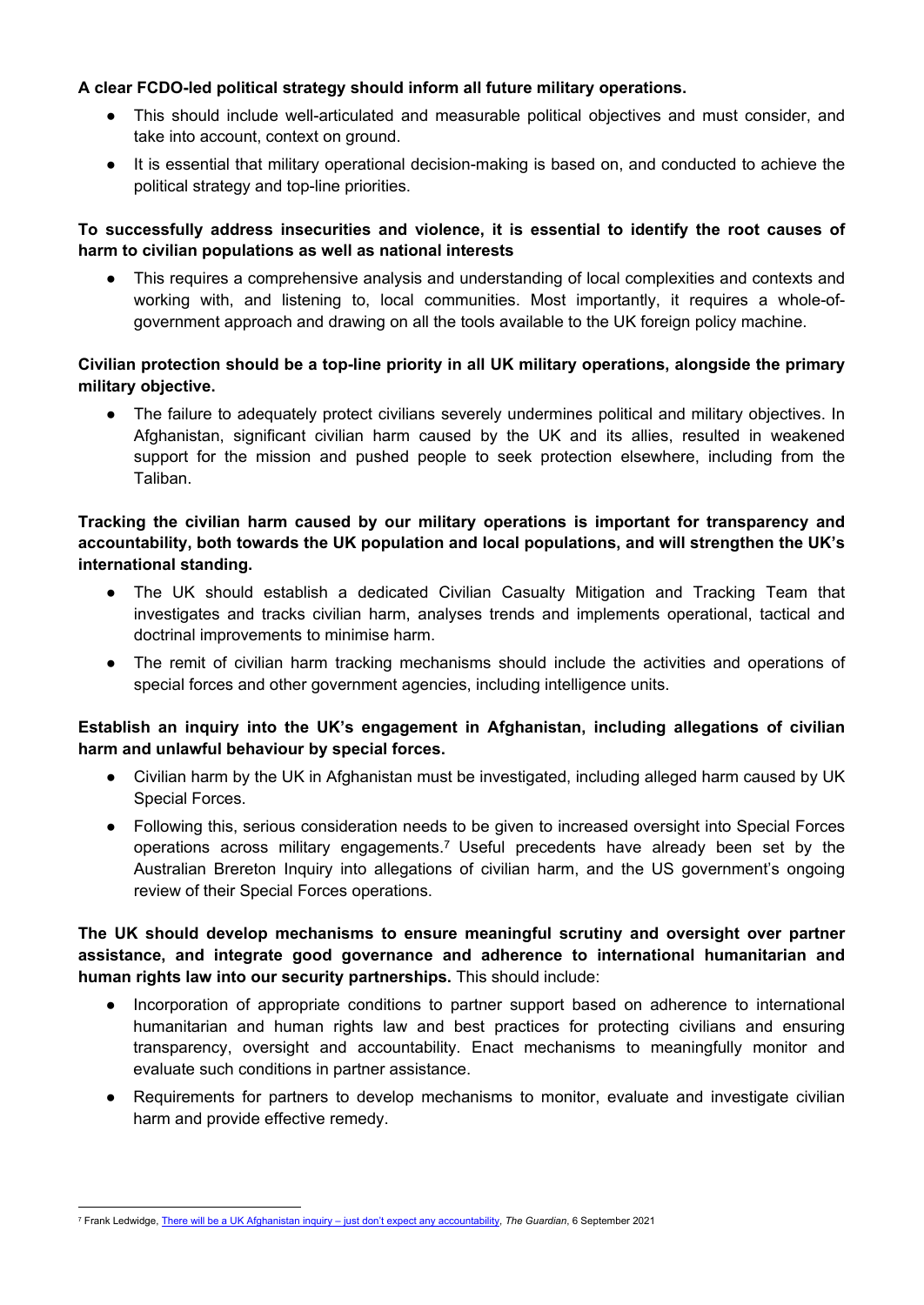**A clear FCDO-led political strategy should inform all future military operations.**

- This should include well-articulated and measurable political objectives and must consider, and take into account, context on ground.
- It is essential that military operational decision-making is based on, and conducted to achieve the political strategy and top-line priorities.

**To successfully address insecurities and violence, it is essential to identify the root causes of harm to civilian populations as well as national interests**

- This requires a comprehensive analysis and understanding of local complexities and contexts and working with, and listening to, local communities. Most importantly, it requires a whole-of-government approach and drawing on all the tools available to the UK foreign policy machine.

**Civilian protection should be a top-line priority in all UK military operations, alongside the primary military objective.**

- The failure to adequately protect civilians severely undermines political and military objectives. In Afghanistan, significant civilian harm caused by the UK and its allies, resulted in weakened support for the mission and pushed people to seek protection elsewhere, including from the Taliban.

**Tracking the civilian harm caused by our military operations is important for transparency and accountability, both towards the UK population and local populations, and will strengthen the UK's international standing.**

- The UK should establish a dedicated Civilian Casualty Mitigation and Tracking Team that investigates and tracks civilian harm, analyses trends and implements operational, tactical and doctrinal improvements to minimise harm.
- The remit of civilian harm tracking mechanisms should include the activities and operations of special forces and other government agencies, including intelligence units.

**Establish an inquiry into the UK's engagement in Afghanistan, including allegations of civilian harm and unlawful behaviour by special forces.**

- Civilian harm by the UK in Afghanistan must be investigated, including alleged harm caused by UK Special Forces.
- Following this, serious consideration needs to be given to increased oversight into Special Forces operations across military engagements.[7] Useful precedents have already been set by the Australian Brereton Inquiry into allegations of civilian harm, and the US government's ongoing review of their Special Forces operations.

**The UK should develop mechanisms to ensure meaningful scrutiny and oversight over partner assistance, and integrate good governance and adherence to international humanitarian and human rights law into our security partnerships.** This should include:

- Incorporation of appropriate conditions to partner support based on adherence to international humanitarian and human rights law and best practices for protecting civilians and ensuring transparency, oversight and accountability. Enact mechanisms to meaningfully monitor and evaluate such conditions in partner assistance.
- Requirements for partners to develop mechanisms to monitor, evaluate and investigate civilian harm and provide effective remedy.

---

[7] Frank Ledwidge, There will be a UK Afghanistan inquiry – just don't expect any accountability, *The Guardian*, 6 September 2021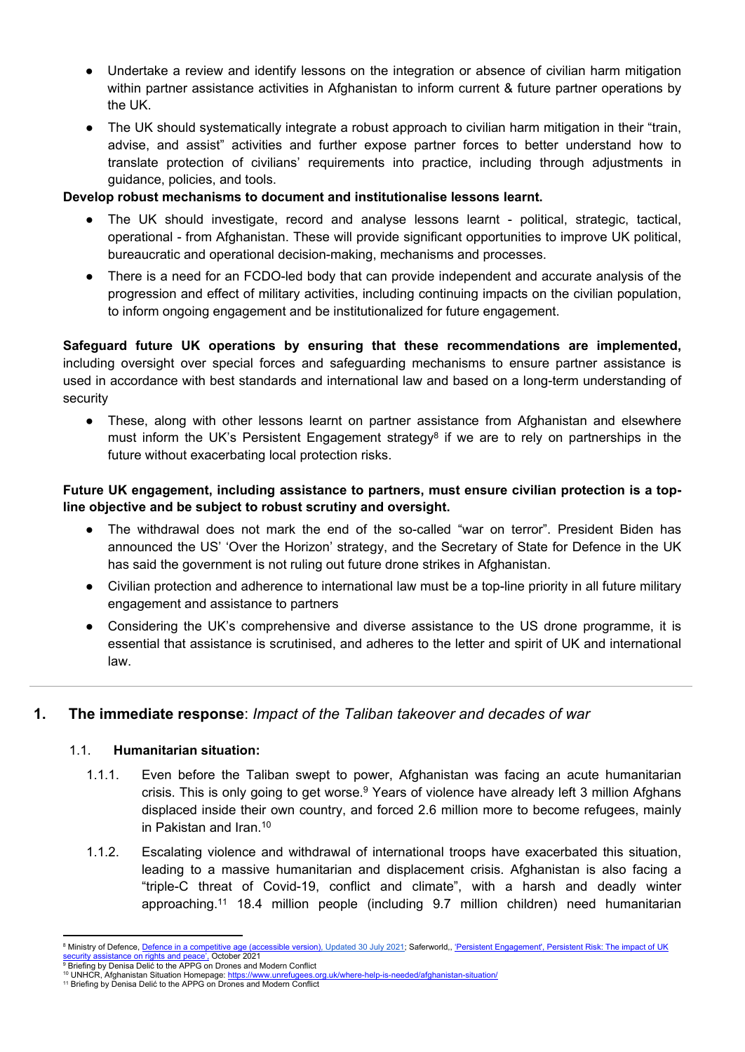- Undertake a review and identify lessons on the integration or absence of civilian harm mitigation within partner assistance activities in Afghanistan to inform current & future partner operations by the UK.
- The UK should systematically integrate a robust approach to civilian harm mitigation in their "train, advise, and assist" activities and further expose partner forces to better understand how to translate protection of civilians' requirements into practice, including through adjustments in guidance, policies, and tools.

**Develop robust mechanisms to document and institutionalise lessons learnt.**

- The UK should investigate, record and analyse lessons learnt - political, strategic, tactical, operational - from Afghanistan. These will provide significant opportunities to improve UK political, bureaucratic and operational decision-making, mechanisms and processes.
- There is a need for an FCDO-led body that can provide independent and accurate analysis of the progression and effect of military activities, including continuing impacts on the civilian population, to inform ongoing engagement and be institutionalized for future engagement.

**Safeguard future UK operations by ensuring that these recommendations are implemented,** including oversight over special forces and safeguarding mechanisms to ensure partner assistance is used in accordance with best standards and international law and based on a long-term understanding of security

- These, along with other lessons learnt on partner assistance from Afghanistan and elsewhere must inform the UK's Persistent Engagement strategy[8] if we are to rely on partnerships in the future without exacerbating local protection risks.

**Future UK engagement, including assistance to partners, must ensure civilian protection is a top-line objective and be subject to robust scrutiny and oversight.**

- The withdrawal does not mark the end of the so-called "war on terror". President Biden has announced the US' 'Over the Horizon' strategy, and the Secretary of State for Defence in the UK has said the government is not ruling out future drone strikes in Afghanistan.
- Civilian protection and adherence to international law must be a top-line priority in all future military engagement and assistance to partners
- Considering the UK's comprehensive and diverse assistance to the US drone programme, it is essential that assistance is scrutinised, and adheres to the letter and spirit of UK and international law.

---

## 1. **The immediate response**: *Impact of the Taliban takeover and decades of war*

### 1.1. **Humanitarian situation:**

1.1.1. Even before the Taliban swept to power, Afghanistan was facing an acute humanitarian crisis. This is only going to get worse.[9] Years of violence have already left 3 million Afghans displaced inside their own country, and forced 2.6 million more to become refugees, mainly in Pakistan and Iran.[10]

1.1.2. Escalating violence and withdrawal of international troops have exacerbated this situation, leading to a massive humanitarian and displacement crisis. Afghanistan is also facing a "triple-C threat of Covid-19, conflict and climate", with a harsh and deadly winter approaching.[11] 18.4 million people (including 9.7 million children) need humanitarian

---

[8] Ministry of Defence, Defence in a competitive age (accessible version), Updated 30 July 2021; Saferworld,, 'Persistent Engagement', Persistent Risk: The impact of UK security assistance on rights and peace', October 2021

[9] Briefing by Denisa Delić to the APPG on Drones and Modern Conflict

[10] UNHCR, Afghanistan Situation Homepage: https://www.unrefugees.org.uk/where-help-is-needed/afghanistan-situation/

[11] Briefing by Denisa Delić to the APPG on Drones and Modern Conflict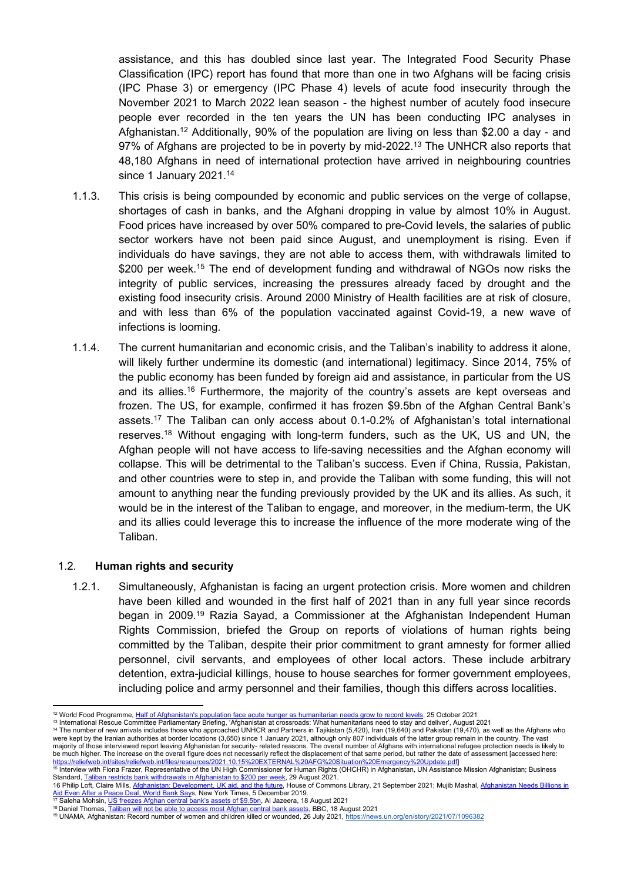assistance, and this has doubled since last year. The Integrated Food Security Phase Classification (IPC) report has found that more than one in two Afghans will be facing crisis (IPC Phase 3) or emergency (IPC Phase 4) levels of acute food insecurity through the November 2021 to March 2022 lean season - the highest number of acutely food insecure people ever recorded in the ten years the UN has been conducting IPC analyses in Afghanistan.[12] Additionally, 90% of the population are living on less than $2.00 a day - and 97% of Afghans are projected to be in poverty by mid-2022.[13] The UNHCR also reports that 48,180 Afghans in need of international protection have arrived in neighbouring countries since 1 January 2021.[14]

1.1.3. This crisis is being compounded by economic and public services on the verge of collapse, shortages of cash in banks, and the Afghani dropping in value by almost 10% in August. Food prices have increased by over 50% compared to pre-Covid levels, the salaries of public sector workers have not been paid since August, and unemployment is rising. Even if individuals do have savings, they are not able to access them, with withdrawals limited to $200 per week.[15] The end of development funding and withdrawal of NGOs now risks the integrity of public services, increasing the pressures already faced by drought and the existing food insecurity crisis. Around 2000 Ministry of Health facilities are at risk of closure, and with less than 6% of the population vaccinated against Covid-19, a new wave of infections is looming.

1.1.4. The current humanitarian and economic crisis, and the Taliban's inability to address it alone, will likely further undermine its domestic (and international) legitimacy. Since 2014, 75% of the public economy has been funded by foreign aid and assistance, in particular from the US and its allies.[16] Furthermore, the majority of the country's assets are kept overseas and frozen. The US, for example, confirmed it has frozen $9.5bn of the Afghan Central Bank's assets.[17] The Taliban can only access about 0.1-0.2% of Afghanistan's total international reserves.[18] Without engaging with long-term funders, such as the UK, US and UN, the Afghan people will not have access to life-saving necessities and the Afghan economy will collapse. This will be detrimental to the Taliban's success. Even if China, Russia, Pakistan, and other countries were to step in, and provide the Taliban with some funding, this will not amount to anything near the funding previously provided by the UK and its allies. As such, it would be in the interest of the Taliban to engage, and moreover, in the medium-term, the UK and its allies could leverage this to increase the influence of the more moderate wing of the Taliban.

## 1.2. Human rights and security

1.2.1. Simultaneously, Afghanistan is facing an urgent protection crisis. More women and children have been killed and wounded in the first half of 2021 than in any full year since records began in 2009.[19] Razia Sayad, a Commissioner at the Afghanistan Independent Human Rights Commission, briefed the Group on reports of violations of human rights being committed by the Taliban, despite their prior commitment to grant amnesty for former allied personnel, civil servants, and employees of other local actors. These include arbitrary detention, extra-judicial killings, house to house searches for former government employees, including police and army personnel and their families, though this differs across localities.

---

[12] World Food Programme, Half of Afghanistan's population face acute hunger as humanitarian needs grow to record levels, 25 October 2021

[13] International Rescue Committee Parliamentary Briefing, 'Afghanistan at crossroads: What humanitarians need to stay and deliver', August 2021

[14] The number of new arrivals includes those who approached UNHCR and Partners in Tajikistan (5,420), Iran (19,640) and Pakistan (19,470), as well as the Afghans who were kept by the Iranian authorities at border locations (3,650) since 1 January 2021, although only 807 individuals of the latter group remain in the country. The vast majority of those interviewed report leaving Afghanistan for security- related reasons. The overall number of Afghans with international refugee protection needs is likely to be much higher. The increase on the overall figure does not necessarily reflect the displacement of that same period, but rather the date of assessment [accessed here: https://reliefweb.int/sites/reliefweb.int/files/resources/2021.10.15%20EXTERNAL%20AFG%20Situation%20Emergency%20Update.pdf]

[15] Interview with Fiona Frazer, Representative of the UN High Commissioner for Human Rights (OHCHR) in Afghanistan, UN Assistance Mission Afghanistan; Business Standard, Taliban restricts bank withdrawals in Afghanistan to $200 per week, 29 August 2021.

[16] Philip Loft, Claire Mills, Afghanistan: Development, UK aid, and the future, House of Commons Library, 21 September 2021; Mujib Mashal, Afghanistan Needs Billions in Aid Even After a Peace Deal, World Bank Says, New York Times, 5 December 2019.

[17] Saleha Mohsin, US freezes Afghan central bank's assets of $9.5bn, Al Jazeera, 18 August 2021

[18] Daniel Thomas, Taliban will not be able to access most Afghan central bank assets, BBC, 18 August 2021

[19] UNAMA, Afghanistan: Record number of women and children killed or wounded, 26 July 2021, https://news.un.org/en/story/2021/07/1096382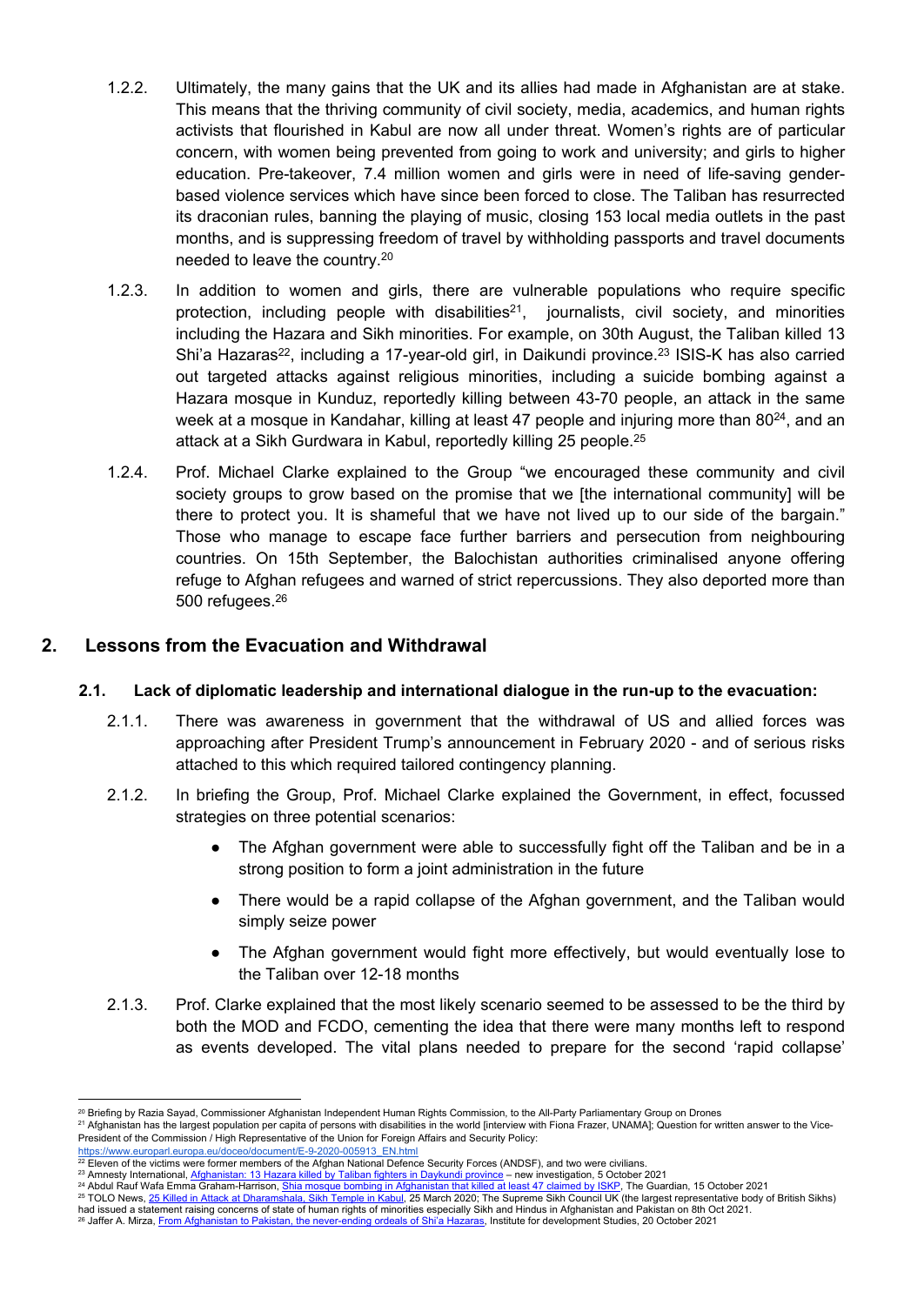1.2.2. Ultimately, the many gains that the UK and its allies had made in Afghanistan are at stake. This means that the thriving community of civil society, media, academics, and human rights activists that flourished in Kabul are now all under threat. Women's rights are of particular concern, with women being prevented from going to work and university; and girls to higher education. Pre-takeover, 7.4 million women and girls were in need of life-saving gender-based violence services which have since been forced to close. The Taliban has resurrected its draconian rules, banning the playing of music, closing 153 local media outlets in the past months, and is suppressing freedom of travel by withholding passports and travel documents needed to leave the country.[20]

1.2.3. In addition to women and girls, there are vulnerable populations who require specific protection, including people with disabilities[21], journalists, civil society, and minorities including the Hazara and Sikh minorities. For example, on 30th August, the Taliban killed 13 Shi'a Hazaras[22], including a 17-year-old girl, in Daikundi province.[23] ISIS-K has also carried out targeted attacks against religious minorities, including a suicide bombing against a Hazara mosque in Kunduz, reportedly killing between 43-70 people, an attack in the same week at a mosque in Kandahar, killing at least 47 people and injuring more than 80[24], and an attack at a Sikh Gurdwara in Kabul, reportedly killing 25 people.[25]

1.2.4. Prof. Michael Clarke explained to the Group "we encouraged these community and civil society groups to grow based on the promise that we [the international community] will be there to protect you. It is shameful that we have not lived up to our side of the bargain." Those who manage to escape face further barriers and persecution from neighbouring countries. On 15th September, the Balochistan authorities criminalised anyone offering refuge to Afghan refugees and warned of strict repercussions. They also deported more than 500 refugees.[26]

## 2. Lessons from the Evacuation and Withdrawal

### 2.1. Lack of diplomatic leadership and international dialogue in the run-up to the evacuation:

2.1.1. There was awareness in government that the withdrawal of US and allied forces was approaching after President Trump's announcement in February 2020 - and of serious risks attached to this which required tailored contingency planning.

2.1.2. In briefing the Group, Prof. Michael Clarke explained the Government, in effect, focussed strategies on three potential scenarios:

- The Afghan government were able to successfully fight off the Taliban and be in a strong position to form a joint administration in the future
- There would be a rapid collapse of the Afghan government, and the Taliban would simply seize power
- The Afghan government would fight more effectively, but would eventually lose to the Taliban over 12-18 months

2.1.3. Prof. Clarke explained that the most likely scenario seemed to be assessed to be the third by both the MOD and FCDO, cementing the idea that there were many months left to respond as events developed. The vital plans needed to prepare for the second 'rapid collapse'

---

[20] Briefing by Razia Sayad, Commissioner Afghanistan Independent Human Rights Commission, to the All-Party Parliamentary Group on Drones

[21] Afghanistan has the largest population per capita of persons with disabilities in the world [interview with Fiona Frazer, UNAMA]; Question for written answer to the Vice-President of the Commission / High Representative of the Union for Foreign Affairs and Security Policy: https://www.europarl.europa.eu/doceo/document/E-9-2020-005913_EN.html

[22] Eleven of the victims were former members of the Afghan National Defence Security Forces (ANDSF), and two were civilians.

[23] Amnesty International, Afghanistan: 13 Hazara killed by Taliban fighters in Daykundi province – new investigation, 5 October 2021

[24] Abdul Rauf Wafa Emma Graham-Harrison, Shia mosque bombing in Afghanistan that killed at least 47 claimed by ISKP, The Guardian, 15 October 2021

[25] TOLO News, 25 Killed in Attack at Dharamshala, Sikh Temple in Kabul, 25 March 2020; The Supreme Sikh Council UK (the largest representative body of British Sikhs) had issued a statement raising concerns of state of human rights of minorities especially Sikh and Hindus in Afghanistan and Pakistan on 8th Oct 2021.

[26] Jaffer A. Mirza, From Afghanistan to Pakistan, the never-ending ordeals of Shi'a Hazaras, Institute for development Studies, 20 October 2021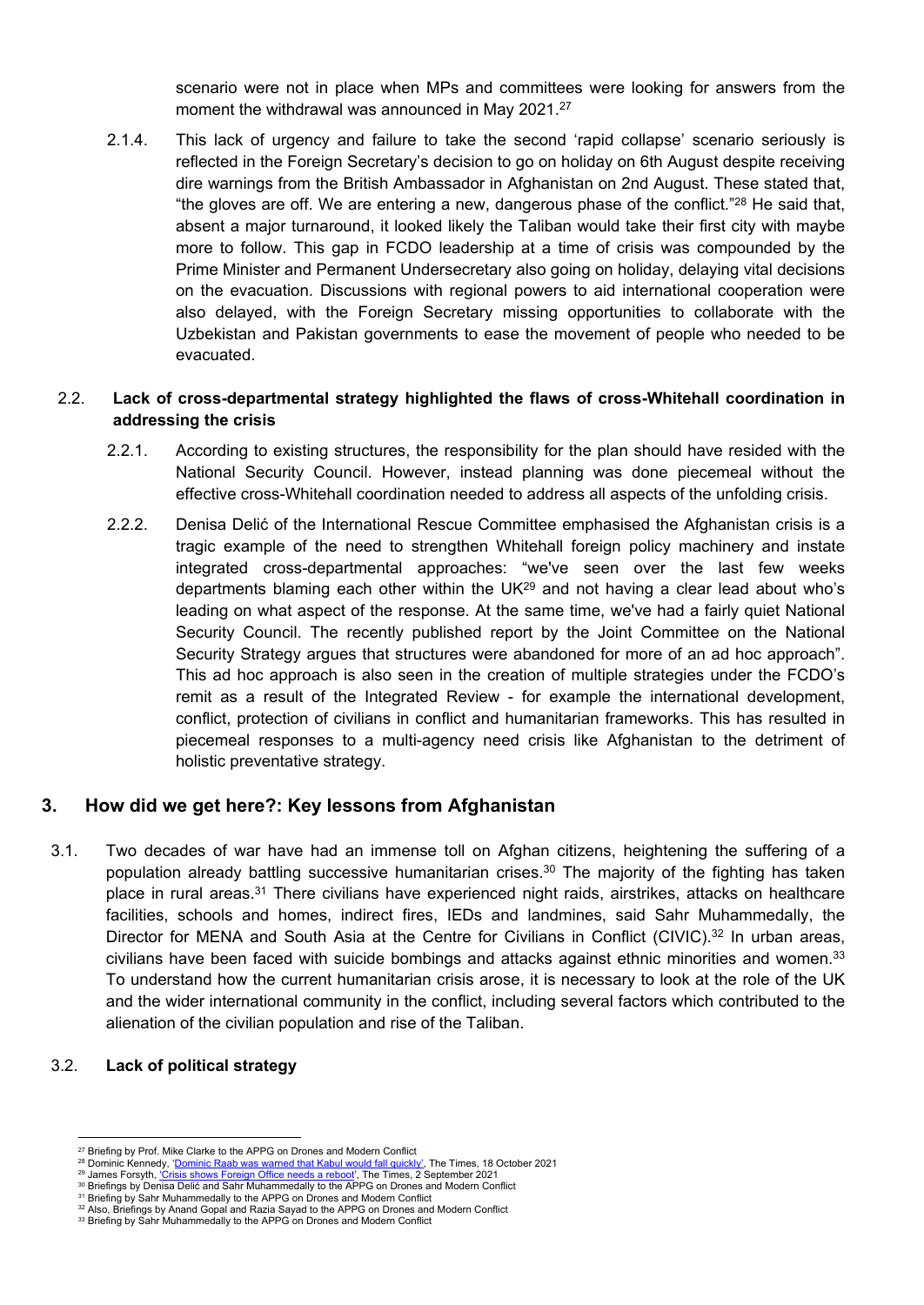scenario were not in place when MPs and committees were looking for answers from the moment the withdrawal was announced in May 2021.[27]

2.1.4. This lack of urgency and failure to take the second 'rapid collapse' scenario seriously is reflected in the Foreign Secretary's decision to go on holiday on 6th August despite receiving dire warnings from the British Ambassador in Afghanistan on 2nd August. These stated that, "the gloves are off. We are entering a new, dangerous phase of the conflict."[28] He said that, absent a major turnaround, it looked likely the Taliban would take their first city with maybe more to follow. This gap in FCDO leadership at a time of crisis was compounded by the Prime Minister and Permanent Undersecretary also going on holiday, delaying vital decisions on the evacuation. Discussions with regional powers to aid international cooperation were also delayed, with the Foreign Secretary missing opportunities to collaborate with the Uzbekistan and Pakistan governments to ease the movement of people who needed to be evacuated.

### 2.2. Lack of cross-departmental strategy highlighted the flaws of cross-Whitehall coordination in addressing the crisis

2.2.1. According to existing structures, the responsibility for the plan should have resided with the National Security Council. However, instead planning was done piecemeal without the effective cross-Whitehall coordination needed to address all aspects of the unfolding crisis.

2.2.2. Denisa Delić of the International Rescue Committee emphasised the Afghanistan crisis is a tragic example of the need to strengthen Whitehall foreign policy machinery and instate integrated cross-departmental approaches: "we've seen over the last few weeks departments blaming each other within the UK[29] and not having a clear lead about who's leading on what aspect of the response. At the same time, we've had a fairly quiet National Security Council. The recently published report by the Joint Committee on the National Security Strategy argues that structures were abandoned for more of an ad hoc approach". This ad hoc approach is also seen in the creation of multiple strategies under the FCDO's remit as a result of the Integrated Review - for example the international development, conflict, protection of civilians in conflict and humanitarian frameworks. This has resulted in piecemeal responses to a multi-agency need crisis like Afghanistan to the detriment of holistic preventative strategy.

## 3. How did we get here?: Key lessons from Afghanistan

3.1. Two decades of war have had an immense toll on Afghan citizens, heightening the suffering of a population already battling successive humanitarian crises.[30] The majority of the fighting has taken place in rural areas.[31] There civilians have experienced night raids, airstrikes, attacks on healthcare facilities, schools and homes, indirect fires, IEDs and landmines, said Sahr Muhammedally, the Director for MENA and South Asia at the Centre for Civilians in Conflict (CIVIC).[32] In urban areas, civilians have been faced with suicide bombings and attacks against ethnic minorities and women.[33] To understand how the current humanitarian crisis arose, it is necessary to look at the role of the UK and the wider international community in the conflict, including several factors which contributed to the alienation of the civilian population and rise of the Taliban.

### 3.2. Lack of political strategy

---

[27] Briefing by Prof. Mike Clarke to the APPG on Drones and Modern Conflict

[28] Dominic Kennedy, 'Dominic Raab was warned that Kabul would fall quickly', The Times, 18 October 2021

[29] James Forsyth, 'Crisis shows Foreign Office needs a reboot', The Times, 2 September 2021

[30] Briefings by Denisa Delić and Sahr Muhammedally to the APPG on Drones and Modern Conflict

[31] Briefing by Sahr Muhammedally to the APPG on Drones and Modern Conflict

[32] Also, Briefings by Anand Gopal and Razia Sayad to the APPG on Drones and Modern Conflict

[33] Briefing by Sahr Muhammedally to the APPG on Drones and Modern Conflict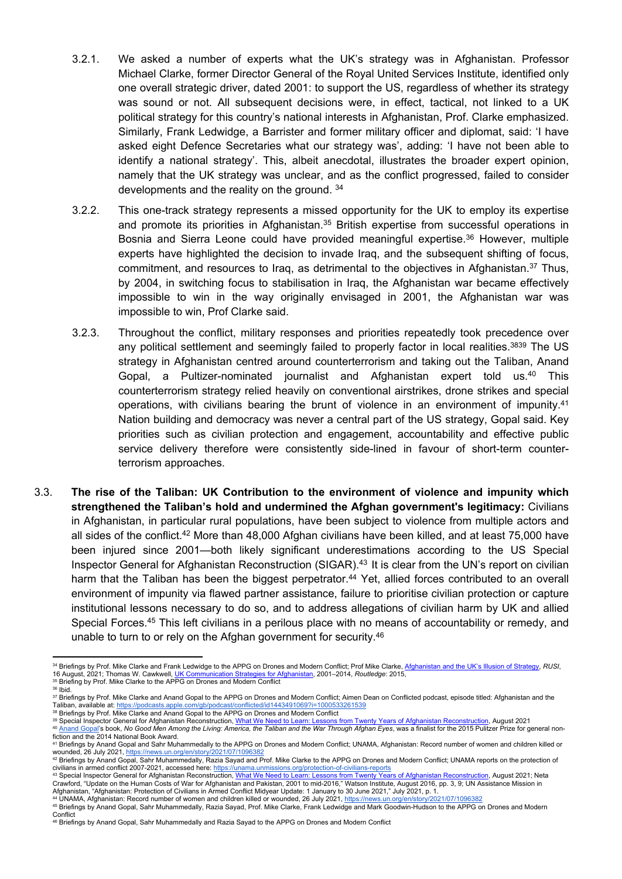3.2.1. We asked a number of experts what the UK's strategy was in Afghanistan. Professor Michael Clarke, former Director General of the Royal United Services Institute, identified only one overall strategic driver, dated 2001: to support the US, regardless of whether its strategy was sound or not. All subsequent decisions were, in effect, tactical, not linked to a UK political strategy for this country's national interests in Afghanistan, Prof. Clarke emphasized. Similarly, Frank Ledwidge, a Barrister and former military officer and diplomat, said: 'I have asked eight Defence Secretaries what our strategy was', adding: 'I have not been able to identify a national strategy'. This, albeit anecdotal, illustrates the broader expert opinion, namely that the UK strategy was unclear, and as the conflict progressed, failed to consider developments and the reality on the ground. [34]

3.2.2. This one-track strategy represents a missed opportunity for the UK to employ its expertise and promote its priorities in Afghanistan.[35] British expertise from successful operations in Bosnia and Sierra Leone could have provided meaningful expertise.[36] However, multiple experts have highlighted the decision to invade Iraq, and the subsequent shifting of focus, commitment, and resources to Iraq, as detrimental to the objectives in Afghanistan.[37] Thus, by 2004, in switching focus to stabilisation in Iraq, the Afghanistan war became effectively impossible to win in the way originally envisaged in 2001, the Afghanistan war was impossible to win, Prof Clarke said.

3.2.3. Throughout the conflict, military responses and priorities repeatedly took precedence over any political settlement and seemingly failed to properly factor in local realities.[38][39] The US strategy in Afghanistan centred around counterterrorism and taking out the Taliban, Anand Gopal, a Pultizer-nominated journalist and Afghanistan expert told us.[40] This counterterrorism strategy relied heavily on conventional airstrikes, drone strikes and special operations, with civilians bearing the brunt of violence in an environment of impunity.[41] Nation building and democracy was never a central part of the US strategy, Gopal said. Key priorities such as civilian protection and engagement, accountability and effective public service delivery therefore were consistently side-lined in favour of short-term counter-terrorism approaches.

3.3. **The rise of the Taliban: UK Contribution to the environment of violence and impunity which strengthened the Taliban's hold and undermined the Afghan government's legitimacy:** Civilians in Afghanistan, in particular rural populations, have been subject to violence from multiple actors and all sides of the conflict.[42] More than 48,000 Afghan civilians have been killed, and at least 75,000 have been injured since 2001—both likely significant underestimations according to the US Special Inspector General for Afghanistan Reconstruction (SIGAR).[43] It is clear from the UN's report on civilian harm that the Taliban has been the biggest perpetrator.[44] Yet, allied forces contributed to an overall environment of impunity via flawed partner assistance, failure to prioritise civilian protection or capture institutional lessons necessary to do so, and to address allegations of civilian harm by UK and allied Special Forces.[45] This left civilians in a perilous place with no means of accountability or remedy, and unable to turn to or rely on the Afghan government for security.[46]

---

[34] Briefings by Prof. Mike Clarke and Frank Ledwidge to the APPG on Drones and Modern Conflict; Prof Mike Clarke, Afghanistan and the UK's Illusion of Strategy, *RUSI*, 16 August, 2021; Thomas W. Cawkwell, UK Communication Strategies for Afghanistan, 2001–2014, *Routledge*: 2015,

[35] Briefing by Prof. Mike Clarke to the APPG on Drones and Modern Conflict

[36] Ibid.

[37] Briefings by Prof. Mike Clarke and Anand Gopal to the APPG on Drones and Modern Conflict; Aimen Dean on Conflicted podcast, episode titled: Afghanistan and the Taliban, available at: https://podcasts.apple.com/gb/podcast/conflicted/id1443491069?i=1000533261539

[38] Briefings by Prof. Mike Clarke and Anand Gopal to the APPG on Drones and Modern Conflict

[39] Special Inspector General for Afghanistan Reconstruction, What We Need to Learn: Lessons from Twenty Years of Afghanistan Reconstruction, August 2021

[40] Anand Gopal's book, *No Good Men Among the Living: America, the Taliban and the War Through Afghan Eyes*, was a finalist for the 2015 Pulitzer Prize for general non-fiction and the 2014 National Book Award.

[41] Briefings by Anand Gopal and Sahr Muhammedally to the APPG on Drones and Modern Conflict; UNAMA, Afghanistan: Record number of women and children killed or wounded, 26 July 2021, https://news.un.org/en/story/2021/07/1096382

[42] Briefings by Anand Gopal, Sahr Muhammedally, Razia Sayad and Prof. Mike Clarke to the APPG on Drones and Modern Conflict; UNAMA reports on the protection of civilians in armed conflict 2007-2021, accessed here: https://unama.unmissions.org/protection-of-civilians-reports

[43] Special Inspector General for Afghanistan Reconstruction, What We Need to Learn: Lessons from Twenty Years of Afghanistan Reconstruction, August 2021; Neta Crawford, "Update on the Human Costs of War for Afghanistan and Pakistan, 2001 to mid-2016," Watson Institute, August 2016, pp. 3, 9; UN Assistance Mission in Afghanistan, "Afghanistan: Protection of Civilians in Armed Conflict Midyear Update: 1 January to 30 June 2021," July 2021, p. 1.

[44] UNAMA, Afghanistan: Record number of women and children killed or wounded, 26 July 2021, https://news.un.org/en/story/2021/07/1096382

[45] Briefings by Anand Gopal, Sahr Muhammedally, Razia Sayad, Prof. Mike Clarke, Frank Ledwidge and Mark Goodwin-Hudson to the APPG on Drones and Modern Conflict

[46] Briefings by Anand Gopal, Sahr Muhammedally and Razia Sayad to the APPG on Drones and Modern Conflict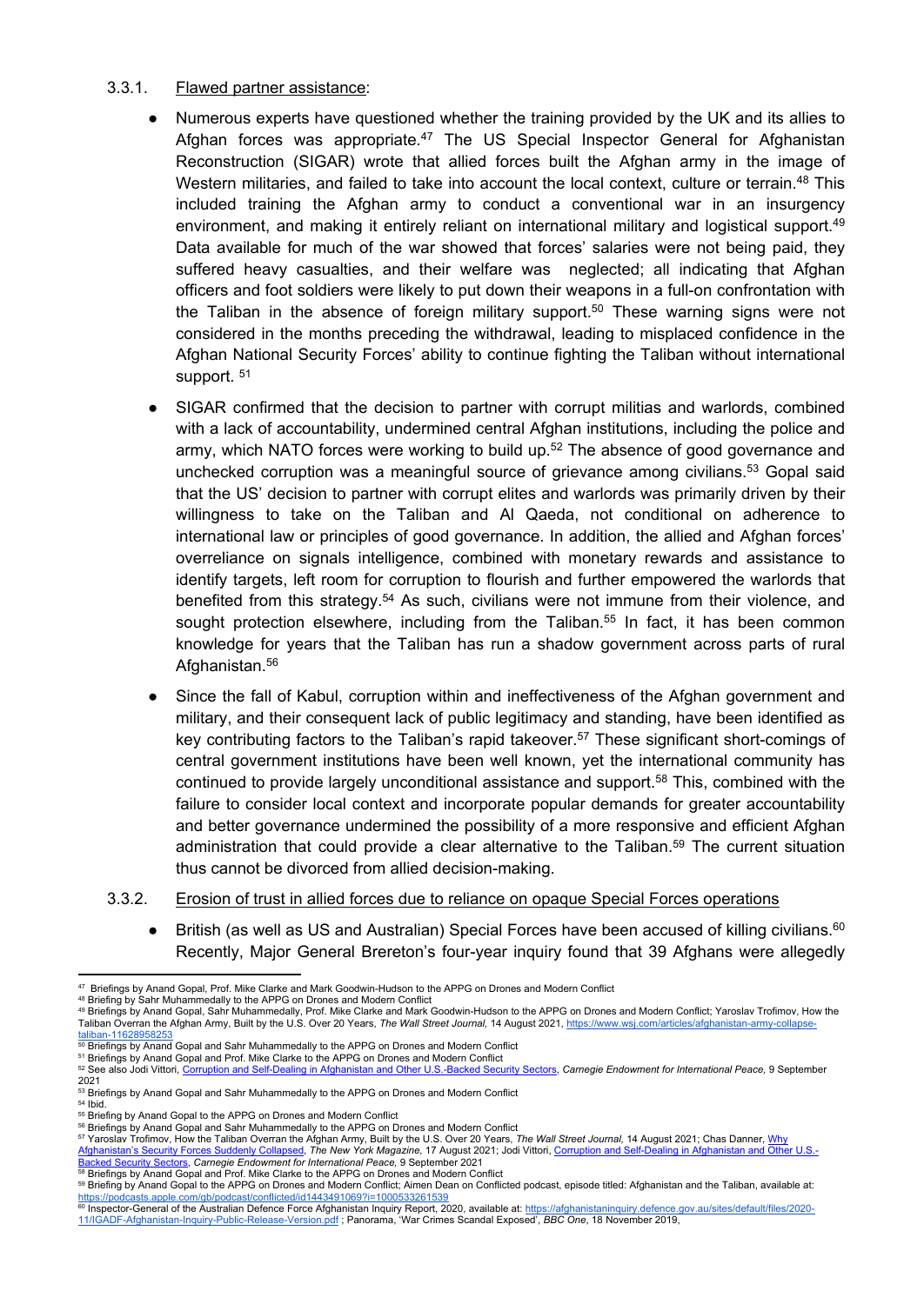3.3.1. Flawed partner assistance:

- Numerous experts have questioned whether the training provided by the UK and its allies to Afghan forces was appropriate.[47] The US Special Inspector General for Afghanistan Reconstruction (SIGAR) wrote that allied forces built the Afghan army in the image of Western militaries, and failed to take into account the local context, culture or terrain.[48] This included training the Afghan army to conduct a conventional war in an insurgency environment, and making it entirely reliant on international military and logistical support.[49] Data available for much of the war showed that forces' salaries were not being paid, they suffered heavy casualties, and their welfare was neglected; all indicating that Afghan officers and foot soldiers were likely to put down their weapons in a full-on confrontation with the Taliban in the absence of foreign military support.[50] These warning signs were not considered in the months preceding the withdrawal, leading to misplaced confidence in the Afghan National Security Forces' ability to continue fighting the Taliban without international support. [51]

- SIGAR confirmed that the decision to partner with corrupt militias and warlords, combined with a lack of accountability, undermined central Afghan institutions, including the police and army, which NATO forces were working to build up.[52] The absence of good governance and unchecked corruption was a meaningful source of grievance among civilians.[53] Gopal said that the US' decision to partner with corrupt elites and warlords was primarily driven by their willingness to take on the Taliban and Al Qaeda, not conditional on adherence to international law or principles of good governance. In addition, the allied and Afghan forces' overreliance on signals intelligence, combined with monetary rewards and assistance to identify targets, left room for corruption to flourish and further empowered the warlords that benefited from this strategy.[54] As such, civilians were not immune from their violence, and sought protection elsewhere, including from the Taliban.[55] In fact, it has been common knowledge for years that the Taliban has run a shadow government across parts of rural Afghanistan.[56]

- Since the fall of Kabul, corruption within and ineffectiveness of the Afghan government and military, and their consequent lack of public legitimacy and standing, have been identified as key contributing factors to the Taliban's rapid takeover.[57] These significant short-comings of central government institutions have been well known, yet the international community has continued to provide largely unconditional assistance and support.[58] This, combined with the failure to consider local context and incorporate popular demands for greater accountability and better governance undermined the possibility of a more responsive and efficient Afghan administration that could provide a clear alternative to the Taliban.[59] The current situation thus cannot be divorced from allied decision-making.

3.3.2. Erosion of trust in allied forces due to reliance on opaque Special Forces operations

- British (as well as US and Australian) Special Forces have been accused of killing civilians.[60] Recently, Major General Brereton's four-year inquiry found that 39 Afghans were allegedly

---

[47] Briefings by Anand Gopal, Prof. Mike Clarke and Mark Goodwin-Hudson to the APPG on Drones and Modern Conflict

[48] Briefing by Sahr Muhammedally to the APPG on Drones and Modern Conflict

[49] Briefings by Anand Gopal, Sahr Muhammedally, Prof. Mike Clarke and Mark Goodwin-Hudson to the APPG on Drones and Modern Conflict; Yaroslav Trofimov, How the Taliban Overran the Afghan Army, Built by the U.S. Over 20 Years, *The Wall Street Journal,* 14 August 2021, https://www.wsj.com/articles/afghanistan-army-collapse-taliban-11628958253

[50] Briefings by Anand Gopal and Sahr Muhammedally to the APPG on Drones and Modern Conflict

[51] Briefings by Anand Gopal and Prof. Mike Clarke to the APPG on Drones and Modern Conflict

[52] See also Jodi Vittori, Corruption and Self-Dealing in Afghanistan and Other U.S.-Backed Security Sectors, *Carnegie Endowment for International Peace,* 9 September 2021

[53] Briefings by Anand Gopal and Sahr Muhammedally to the APPG on Drones and Modern Conflict

[54] Ibid.

[55] Briefing by Anand Gopal to the APPG on Drones and Modern Conflict

[56] Briefings by Anand Gopal and Sahr Muhammedally to the APPG on Drones and Modern Conflict

[57] Yaroslav Trofimov, How the Taliban Overran the Afghan Army, Built by the U.S. Over 20 Years, *The Wall Street Journal,* 14 August 2021; Chas Danner, Why Afghanistan's Security Forces Suddenly Collapsed, *The New York Magazine,* 17 August 2021; Jodi Vittori, Corruption and Self-Dealing in Afghanistan and Other U.S.-Backed Security Sectors, *Carnegie Endowment for International Peace,* 9 September 2021

[58] Briefings by Anand Gopal and Prof. Mike Clarke to the APPG on Drones and Modern Conflict

[59] Briefing by Anand Gopal to the APPG on Drones and Modern Conflict; Aimen Dean on Conflicted podcast, episode titled: Afghanistan and the Taliban, available at: https://podcasts.apple.com/gb/podcast/conflicted/id1443491069?i=1000533261539

[60] Inspector-General of the Australian Defence Force Afghanistan Inquiry Report, 2020, available at: https://afghanistaninquiry.defence.gov.au/sites/default/files/2020-11/IGADF-Afghanistan-Inquiry-Public-Release-Version.pdf ; Panorama, 'War Crimes Scandal Exposed', *BBC One*, 18 November 2019,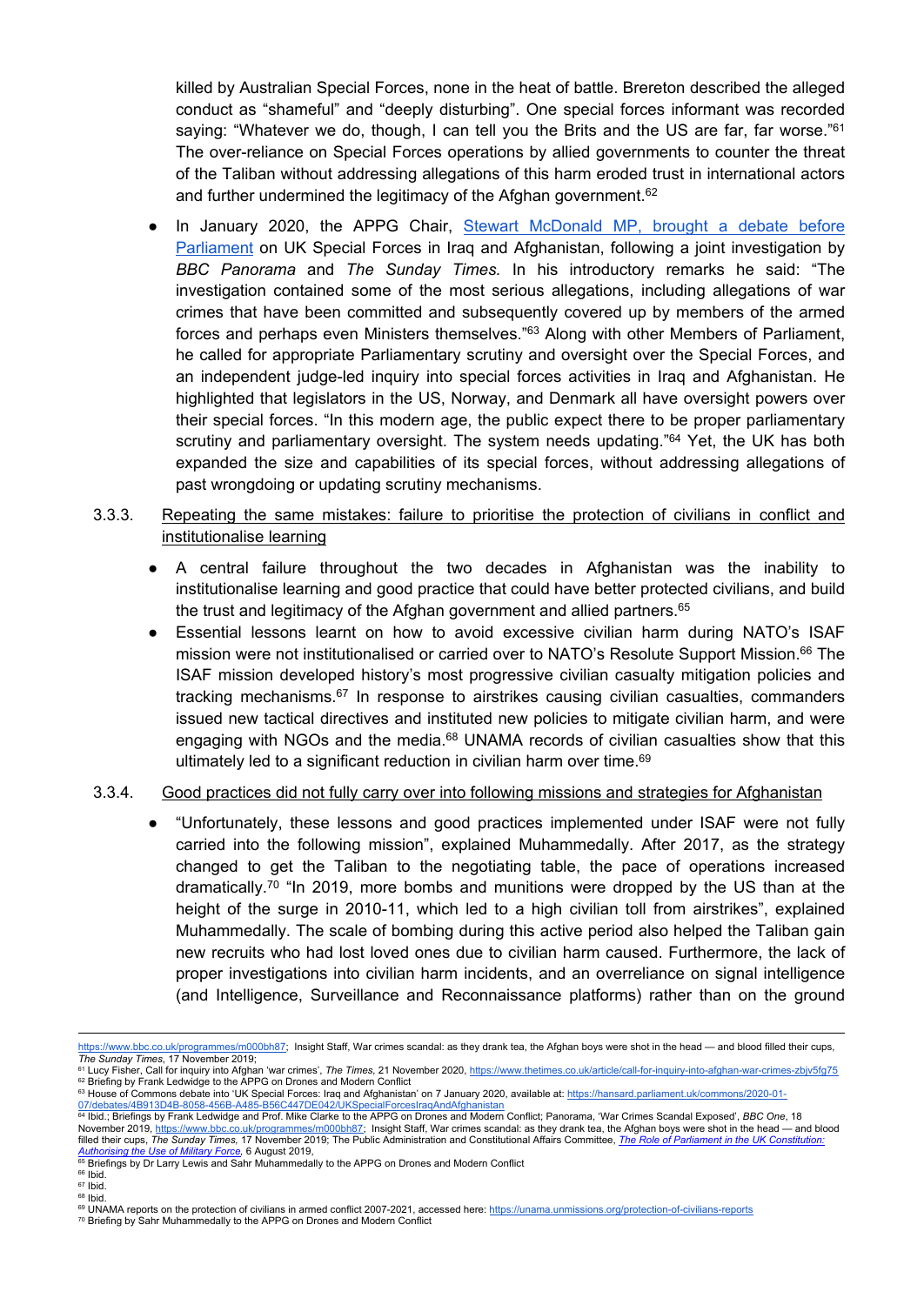killed by Australian Special Forces, none in the heat of battle. Brereton described the alleged conduct as "shameful" and "deeply disturbing". One special forces informant was recorded saying: "Whatever we do, though, I can tell you the Brits and the US are far, far worse."[61] The over-reliance on Special Forces operations by allied governments to counter the threat of the Taliban without addressing allegations of this harm eroded trust in international actors and further undermined the legitimacy of the Afghan government.[62]

- In January 2020, the APPG Chair, [Stewart McDonald MP, brought a debate before Parliament](https://hansard.parliament.uk/commons/2020-01-07/debates/4B913D4B-8058-456B-A485-B56C447DE042/UKSpecialForcesIraqAndAfghanistan) on UK Special Forces in Iraq and Afghanistan, following a joint investigation by *BBC Panorama* and *The Sunday Times.* In his introductory remarks he said: "The investigation contained some of the most serious allegations, including allegations of war crimes that have been committed and subsequently covered up by members of the armed forces and perhaps even Ministers themselves."[63] Along with other Members of Parliament, he called for appropriate Parliamentary scrutiny and oversight over the Special Forces, and an independent judge-led inquiry into special forces activities in Iraq and Afghanistan. He highlighted that legislators in the US, Norway, and Denmark all have oversight powers over their special forces. "In this modern age, the public expect there to be proper parliamentary scrutiny and parliamentary oversight. The system needs updating."[64] Yet, the UK has both expanded the size and capabilities of its special forces, without addressing allegations of past wrongdoing or updating scrutiny mechanisms.

3.3.3. Repeating the same mistakes: failure to prioritise the protection of civilians in conflict and institutionalise learning

- A central failure throughout the two decades in Afghanistan was the inability to institutionalise learning and good practice that could have better protected civilians, and build the trust and legitimacy of the Afghan government and allied partners.[65]
- Essential lessons learnt on how to avoid excessive civilian harm during NATO's ISAF mission were not institutionalised or carried over to NATO's Resolute Support Mission.[66] The ISAF mission developed history's most progressive civilian casualty mitigation policies and tracking mechanisms.[67] In response to airstrikes causing civilian casualties, commanders issued new tactical directives and instituted new policies to mitigate civilian harm, and were engaging with NGOs and the media.[68] UNAMA records of civilian casualties show that this ultimately led to a significant reduction in civilian harm over time.[69]

3.3.4. Good practices did not fully carry over into following missions and strategies for Afghanistan

- "Unfortunately, these lessons and good practices implemented under ISAF were not fully carried into the following mission", explained Muhammedally. After 2017, as the strategy changed to get the Taliban to the negotiating table, the pace of operations increased dramatically.[70] "In 2019, more bombs and munitions were dropped by the US than at the height of the surge in 2010-11, which led to a high civilian toll from airstrikes", explained Muhammedally. The scale of bombing during this active period also helped the Taliban gain new recruits who had lost loved ones due to civilian harm caused. Furthermore, the lack of proper investigations into civilian harm incidents, and an overreliance on signal intelligence (and Intelligence, Surveillance and Reconnaissance platforms) rather than on the ground

---

https://www.bbc.co.uk/programmes/m000bh87; Insight Staff, War crimes scandal: as they drank tea, the Afghan boys were shot in the head — and blood filled their cups, *The Sunday Times*, 17 November 2019;

[61] Lucy Fisher, Call for inquiry into Afghan 'war crimes', *The Times*, 21 November 2020, https://www.thetimes.co.uk/article/call-for-inquiry-into-afghan-war-crimes-zbjv5fg75

[62] Briefing by Frank Ledwidge to the APPG on Drones and Modern Conflict

[63] House of Commons debate into 'UK Special Forces: Iraq and Afghanistan' on 7 January 2020, available at: https://hansard.parliament.uk/commons/2020-01-07/debates/4B913D4B-8058-456B-A485-B56C447DE042/UKSpecialForcesIraqAndAfghanistan

[64] Ibid.; Briefings by Frank Ledwidge and Prof. Mike Clarke to the APPG on Drones and Modern Conflict; Panorama, 'War Crimes Scandal Exposed', *BBC One*, 18 November 2019, https://www.bbc.co.uk/programmes/m000bh87; Insight Staff, War crimes scandal: as they drank tea, the Afghan boys were shot in the head — and blood filled their cups, *The Sunday Times*, 17 November 2019; The Public Administration and Constitutional Affairs Committee, *The Role of Parliament in the UK Constitution: Authorising the Use of Military Force*, 6 August 2019,

[65] Briefings by Dr Larry Lewis and Sahr Muhammedally to the APPG on Drones and Modern Conflict

[66] Ibid.

[67] Ibid.

[68] Ibid.

[69] UNAMA reports on the protection of civilians in armed conflict 2007-2021, accessed here: https://unama.unmissions.org/protection-of-civilians-reports

[70] Briefing by Sahr Muhammedally to the APPG on Drones and Modern Conflict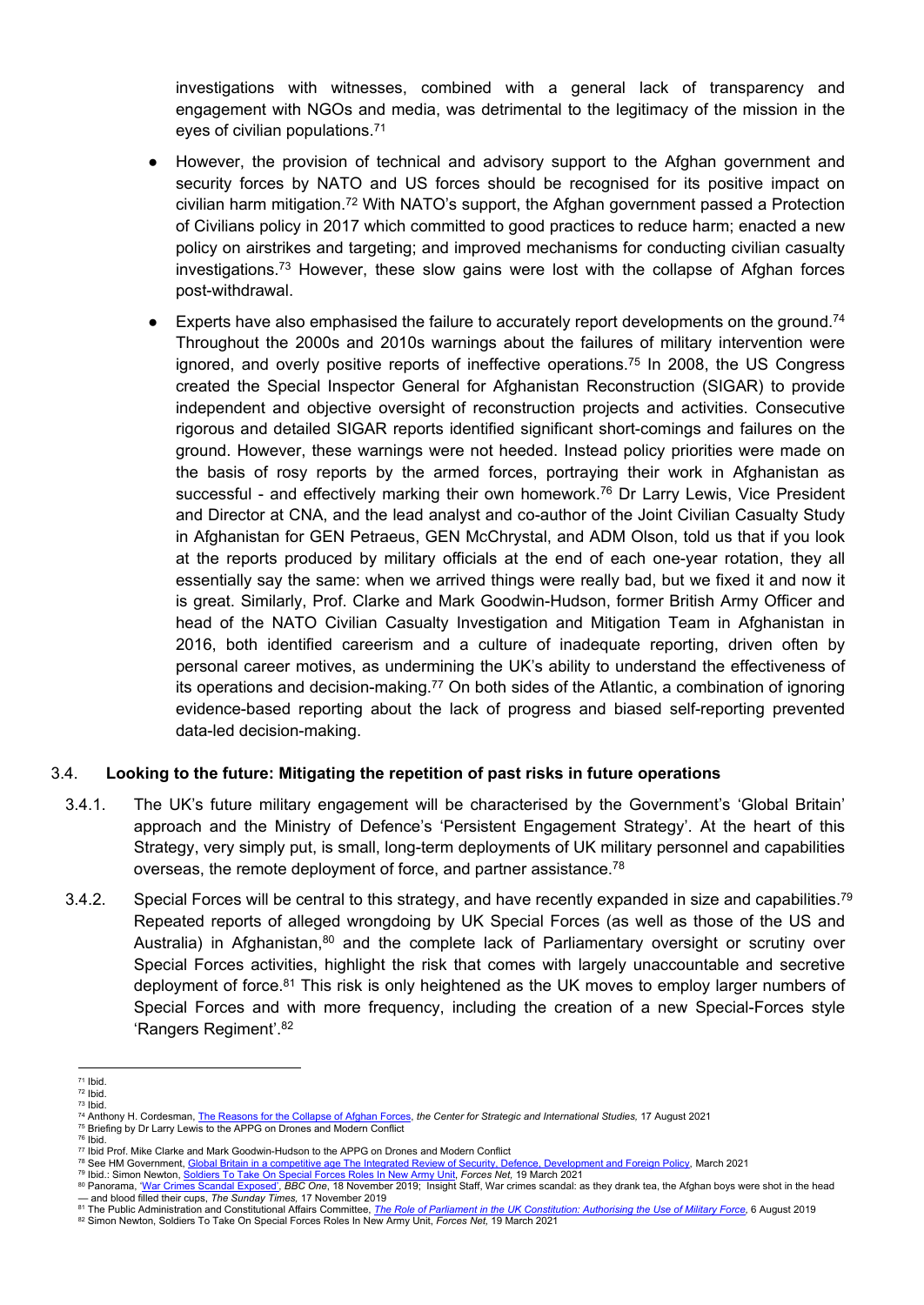investigations with witnesses, combined with a general lack of transparency and engagement with NGOs and media, was detrimental to the legitimacy of the mission in the eyes of civilian populations.[71]

- However, the provision of technical and advisory support to the Afghan government and security forces by NATO and US forces should be recognised for its positive impact on civilian harm mitigation.[72] With NATO's support, the Afghan government passed a Protection of Civilians policy in 2017 which committed to good practices to reduce harm; enacted a new policy on airstrikes and targeting; and improved mechanisms for conducting civilian casualty investigations.[73] However, these slow gains were lost with the collapse of Afghan forces post-withdrawal.
- Experts have also emphasised the failure to accurately report developments on the ground.[74] Throughout the 2000s and 2010s warnings about the failures of military intervention were ignored, and overly positive reports of ineffective operations.[75] In 2008, the US Congress created the Special Inspector General for Afghanistan Reconstruction (SIGAR) to provide independent and objective oversight of reconstruction projects and activities. Consecutive rigorous and detailed SIGAR reports identified significant short-comings and failures on the ground. However, these warnings were not heeded. Instead policy priorities were made on the basis of rosy reports by the armed forces, portraying their work in Afghanistan as successful - and effectively marking their own homework.[76] Dr Larry Lewis, Vice President and Director at CNA, and the lead analyst and co-author of the Joint Civilian Casualty Study in Afghanistan for GEN Petraeus, GEN McChrystal, and ADM Olson, told us that if you look at the reports produced by military officials at the end of each one-year rotation, they all essentially say the same: when we arrived things were really bad, but we fixed it and now it is great. Similarly, Prof. Clarke and Mark Goodwin-Hudson, former British Army Officer and head of the NATO Civilian Casualty Investigation and Mitigation Team in Afghanistan in 2016, both identified careerism and a culture of inadequate reporting, driven often by personal career motives, as undermining the UK's ability to understand the effectiveness of its operations and decision-making.[77] On both sides of the Atlantic, a combination of ignoring evidence-based reporting about the lack of progress and biased self-reporting prevented data-led decision-making.

### 3.4. **Looking to the future: Mitigating the repetition of past risks in future operations**

3.4.1. The UK's future military engagement will be characterised by the Government's 'Global Britain' approach and the Ministry of Defence's 'Persistent Engagement Strategy'. At the heart of this Strategy, very simply put, is small, long-term deployments of UK military personnel and capabilities overseas, the remote deployment of force, and partner assistance.[78]

3.4.2. Special Forces will be central to this strategy, and have recently expanded in size and capabilities.[79] Repeated reports of alleged wrongdoing by UK Special Forces (as well as those of the US and Australia) in Afghanistan,[80] and the complete lack of Parliamentary oversight or scrutiny over Special Forces activities, highlight the risk that comes with largely unaccountable and secretive deployment of force.[81] This risk is only heightened as the UK moves to employ larger numbers of Special Forces and with more frequency, including the creation of a new Special-Forces style 'Rangers Regiment'.[82]

---

[71] Ibid.
[72] Ibid.
[73] Ibid.
[74] Anthony H. Cordesman, The Reasons for the Collapse of Afghan Forces, *the Center for Strategic and International Studies,* 17 August 2021
[75] Briefing by Dr Larry Lewis to the APPG on Drones and Modern Conflict
[76] Ibid.
[77] Ibid Prof. Mike Clarke and Mark Goodwin-Hudson to the APPG on Drones and Modern Conflict
[78] See HM Government, Global Britain in a competitive age The Integrated Review of Security, Defence, Development and Foreign Policy, March 2021
[79] Ibid.: Simon Newton, Soldiers To Take On Special Forces Roles In New Army Unit, *Forces Net,* 19 March 2021
[80] Panorama, 'War Crimes Scandal Exposed', *BBC One*, 18 November 2019; Insight Staff, War crimes scandal: as they drank tea, the Afghan boys were shot in the head — and blood filled their cups, *The Sunday Times,* 17 November 2019
[81] The Public Administration and Constitutional Affairs Committee, *The Role of Parliament in the UK Constitution: Authorising the Use of Military Force,* 6 August 2019
[82] Simon Newton, Soldiers To Take On Special Forces Roles In New Army Unit, *Forces Net,* 19 March 2021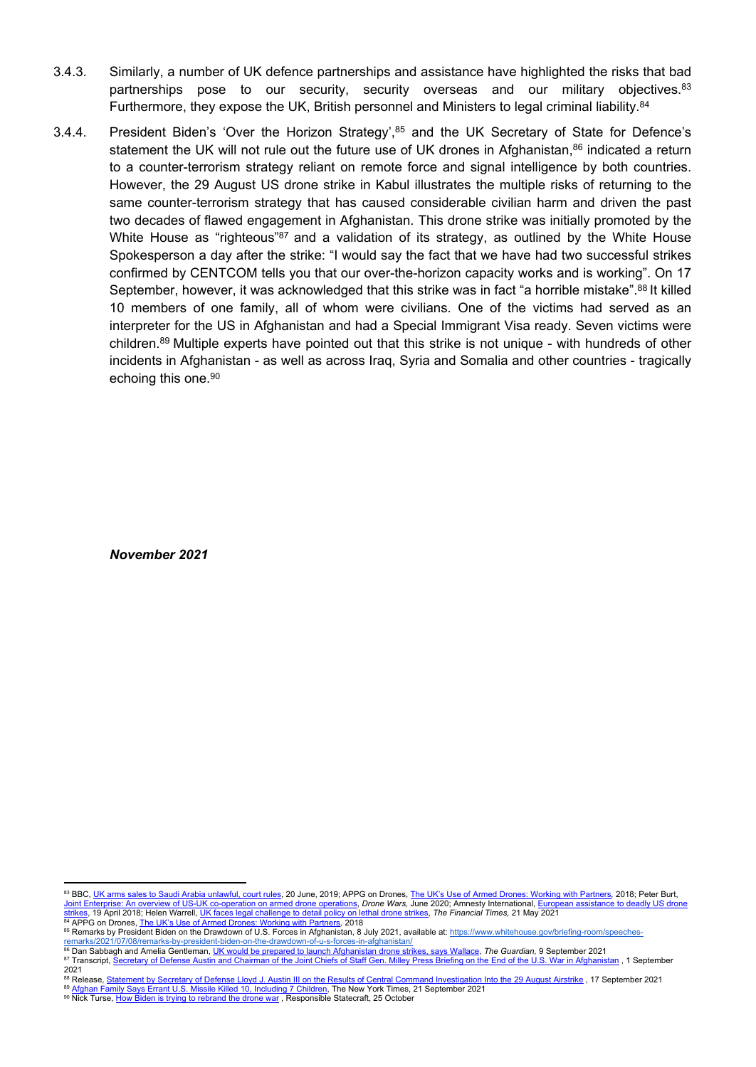3.4.3. Similarly, a number of UK defence partnerships and assistance have highlighted the risks that bad partnerships pose to our security, security overseas and our military objectives.[83] Furthermore, they expose the UK, British personnel and Ministers to legal criminal liability.[84]

3.4.4. President Biden's 'Over the Horizon Strategy',[85] and the UK Secretary of State for Defence's statement the UK will not rule out the future use of UK drones in Afghanistan,[86] indicated a return to a counter-terrorism strategy reliant on remote force and signal intelligence by both countries. However, the 29 August US drone strike in Kabul illustrates the multiple risks of returning to the same counter-terrorism strategy that has caused considerable civilian harm and driven the past two decades of flawed engagement in Afghanistan. This drone strike was initially promoted by the White House as "righteous"[87] and a validation of its strategy, as outlined by the White House Spokesperson a day after the strike: "I would say the fact that we have had two successful strikes confirmed by CENTCOM tells you that our over-the-horizon capacity works and is working". On 17 September, however, it was acknowledged that this strike was in fact "a horrible mistake".[88] It killed 10 members of one family, all of whom were civilians. One of the victims had served as an interpreter for the US in Afghanistan and had a Special Immigrant Visa ready. Seven victims were children.[89] Multiple experts have pointed out that this strike is not unique - with hundreds of other incidents in Afghanistan - as well as across Iraq, Syria and Somalia and other countries - tragically echoing this one.[90]

***November 2021***

---

[83] BBC, UK arms sales to Saudi Arabia unlawful, court rules, 20 June, 2019; APPG on Drones, The UK's Use of Armed Drones: Working with Partners, 2018; Peter Burt, Joint Enterprise: An overview of US-UK co-operation on armed drone operations, *Drone Wars,* June 2020; Amnesty International, European assistance to deadly US drone strikes, 19 April 2018; Helen Warrell, UK faces legal challenge to detail policy on lethal drone strikes, *The Financial Times,* 21 May 2021

[84] APPG on Drones, The UK's Use of Armed Drones: Working with Partners, 2018

[85] Remarks by President Biden on the Drawdown of U.S. Forces in Afghanistan, 8 July 2021, available at: https://www.whitehouse.gov/briefing-room/speeches-remarks/2021/07/08/remarks-by-president-biden-on-the-drawdown-of-u-s-forces-in-afghanistan/

[86] Dan Sabbagh and Amelia Gentleman, UK would be prepared to launch Afghanistan drone strikes, says Wallace, *The Guardian,* 9 September 2021

[87] Transcript, Secretary of Defense Austin and Chairman of the Joint Chiefs of Staff Gen. Milley Press Briefing on the End of the U.S. War in Afghanistan , 1 September 2021

[88] Release, Statement by Secretary of Defense Lloyd J. Austin III on the Results of Central Command Investigation Into the 29 August Airstrike , 17 September 2021

[89] Afghan Family Says Errant U.S. Missile Killed 10, Including 7 Children, The New York Times, 21 September 2021

[90] Nick Turse, How Biden is trying to rebrand the drone war , Responsible Statecraft, 25 October